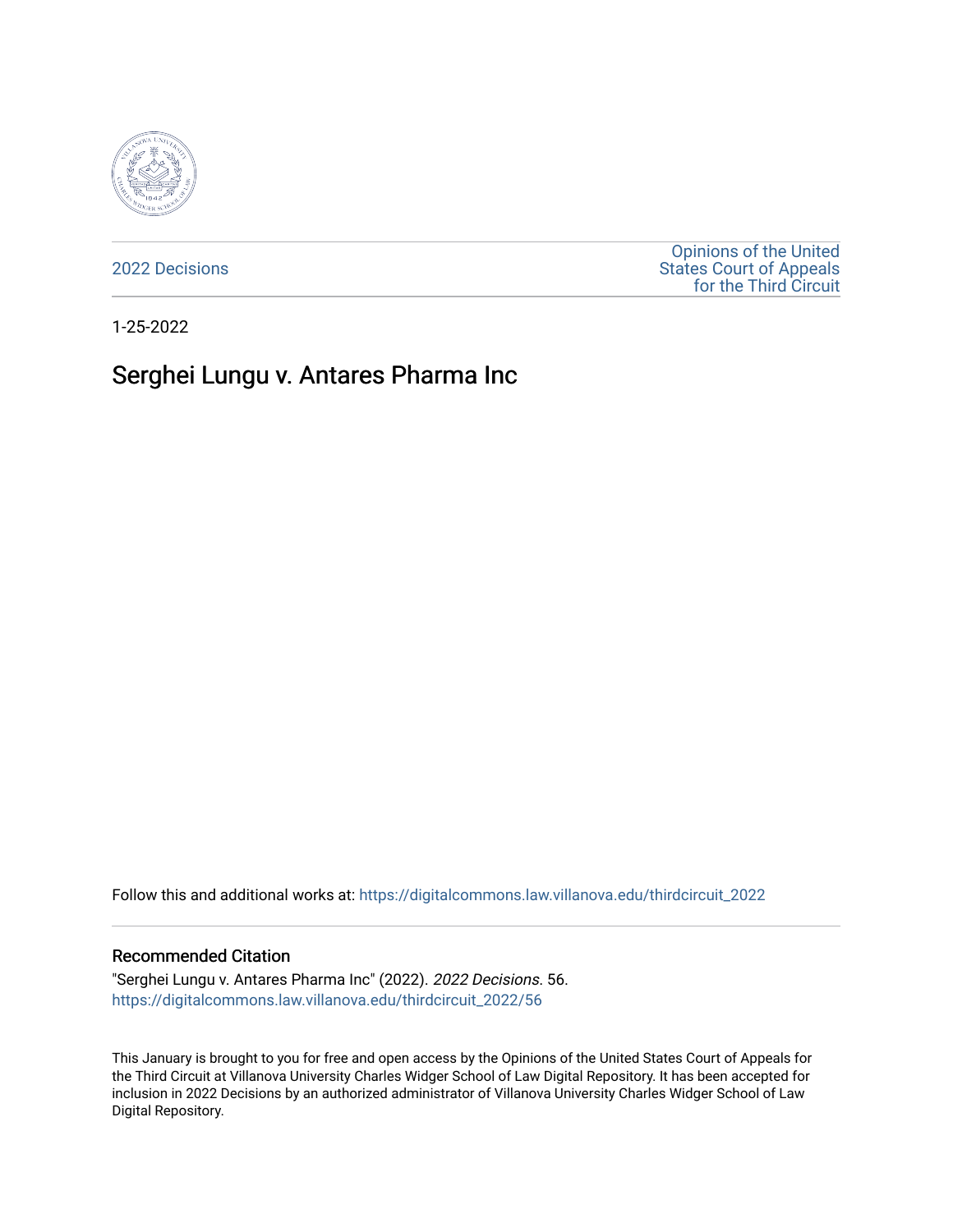2022 Decisions

Opinions of the United States Court of Appeals for the Third Circuit

1-25-2022

# Serghei Lungu v. Antares Pharma Inc

Follow this and additional works at: https://digitalcommons.law.villanova.edu/thirdcircuit_2022

## Recommended Citation

"Serghei Lungu v. Antares Pharma Inc" (2022). *2022 Decisions*. 56.
https://digitalcommons.law.villanova.edu/thirdcircuit_2022/56

This January is brought to you for free and open access by the Opinions of the United States Court of Appeals for the Third Circuit at Villanova University Charles Widger School of Law Digital Repository. It has been accepted for inclusion in 2022 Decisions by an authorized administrator of Villanova University Charles Widger School of Law Digital Repository.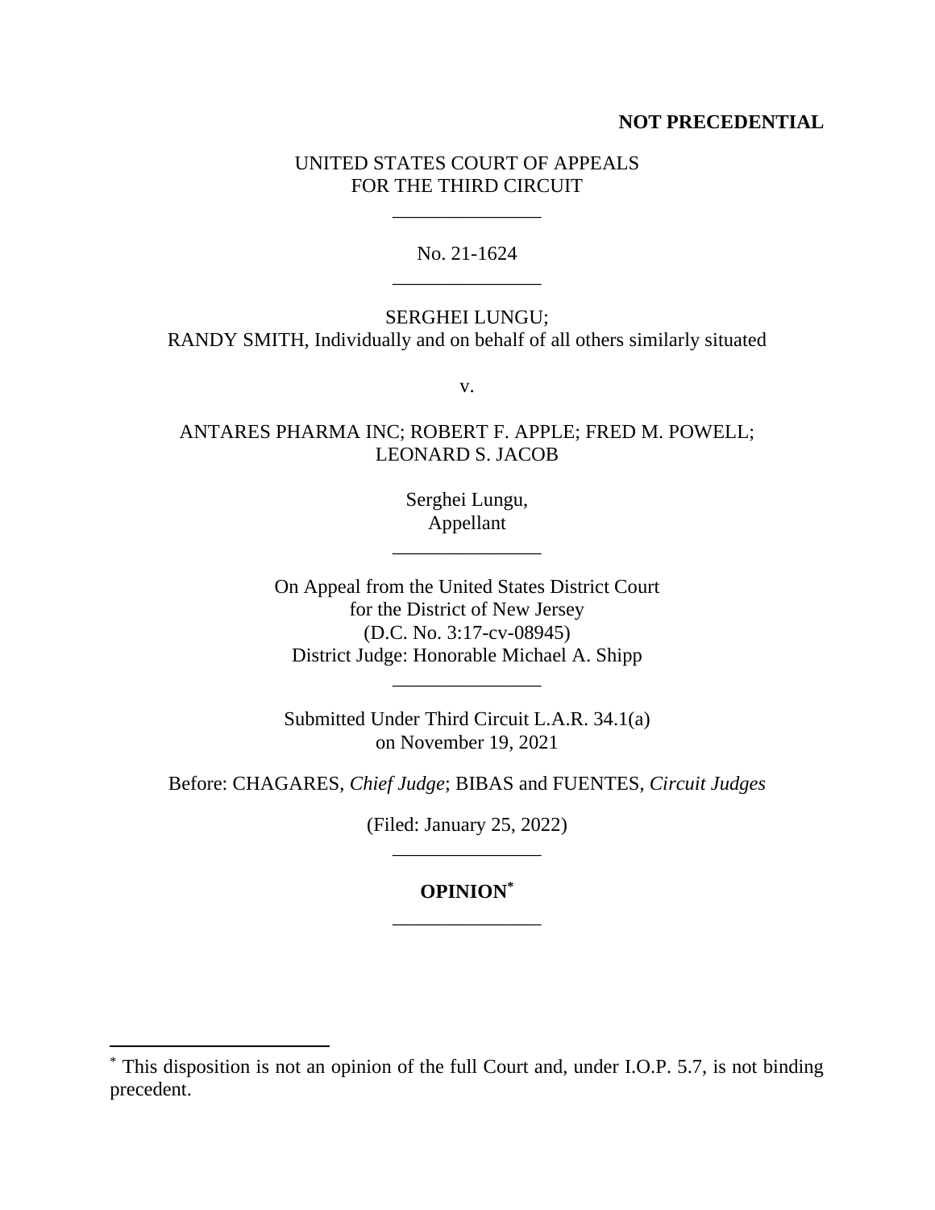**NOT PRECEDENTIAL**

UNITED STATES COURT OF APPEALS
FOR THE THIRD CIRCUIT

\_\_\_\_\_\_\_\_\_\_\_\_\_\_\_

No. 21-1624

\_\_\_\_\_\_\_\_\_\_\_\_\_\_\_

SERGHEI LUNGU;
RANDY SMITH, Individually and on behalf of all others similarly situated

v.

ANTARES PHARMA INC; ROBERT F. APPLE; FRED M. POWELL;
LEONARD S. JACOB

Serghei Lungu,
Appellant

\_\_\_\_\_\_\_\_\_\_\_\_\_\_\_

On Appeal from the United States District Court
for the District of New Jersey
(D.C. No. 3:17-cv-08945)
District Judge: Honorable Michael A. Shipp

\_\_\_\_\_\_\_\_\_\_\_\_\_\_\_

Submitted Under Third Circuit L.A.R. 34.1(a)
on November 19, 2021

Before: CHAGARES, *Chief Judge*; BIBAS and FUENTES, *Circuit Judges*

(Filed: January 25, 2022)

\_\_\_\_\_\_\_\_\_\_\_\_\_\_\_

**OPINION**[*]

\_\_\_\_\_\_\_\_\_\_\_\_\_\_\_

[*] This disposition is not an opinion of the full Court and, under I.O.P. 5.7, is not binding precedent.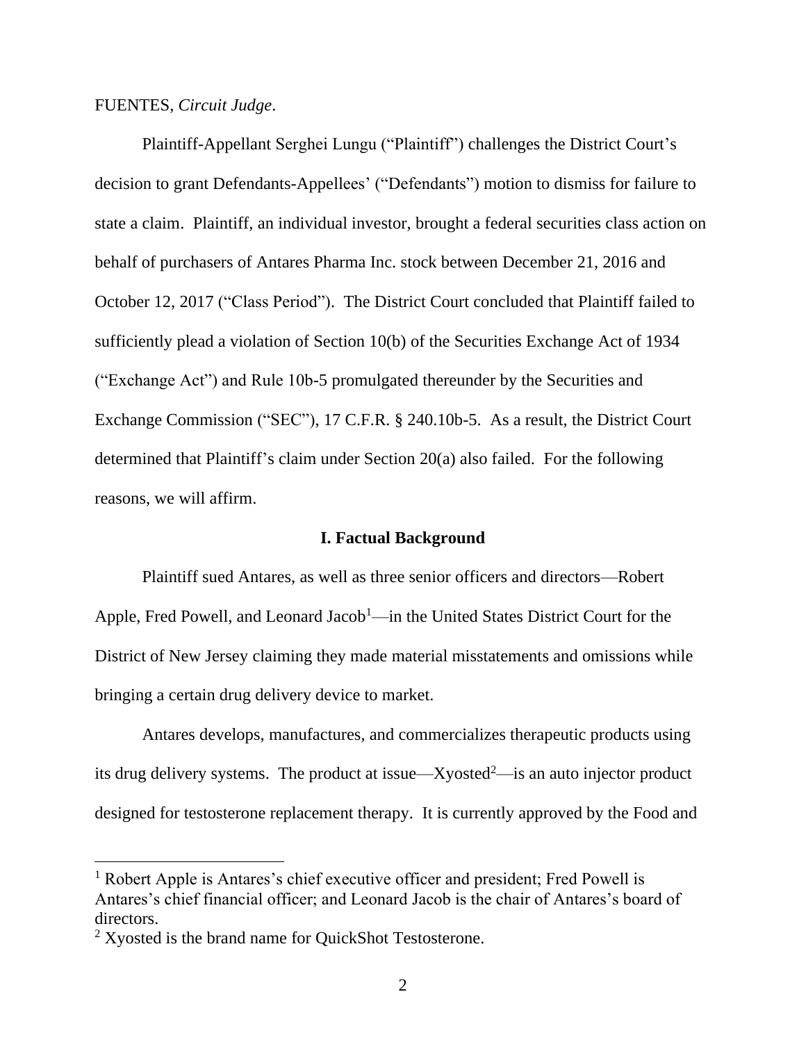FUENTES, *Circuit Judge*.

Plaintiff-Appellant Serghei Lungu ("Plaintiff") challenges the District Court's decision to grant Defendants-Appellees' ("Defendants") motion to dismiss for failure to state a claim. Plaintiff, an individual investor, brought a federal securities class action on behalf of purchasers of Antares Pharma Inc. stock between December 21, 2016 and October 12, 2017 ("Class Period"). The District Court concluded that Plaintiff failed to sufficiently plead a violation of Section 10(b) of the Securities Exchange Act of 1934 ("Exchange Act") and Rule 10b-5 promulgated thereunder by the Securities and Exchange Commission ("SEC"), 17 C.F.R. § 240.10b-5. As a result, the District Court determined that Plaintiff's claim under Section 20(a) also failed. For the following reasons, we will affirm.

## I. Factual Background

Plaintiff sued Antares, as well as three senior officers and directors—Robert Apple, Fred Powell, and Leonard Jacob[1]—in the United States District Court for the District of New Jersey claiming they made material misstatements and omissions while bringing a certain drug delivery device to market.

Antares develops, manufactures, and commercializes therapeutic products using its drug delivery systems. The product at issue—Xyosted[2]—is an auto injector product designed for testosterone replacement therapy. It is currently approved by the Food and

---

[1] Robert Apple is Antares's chief executive officer and president; Fred Powell is Antares's chief financial officer; and Leonard Jacob is the chair of Antares's board of directors.

[2] Xyosted is the brand name for QuickShot Testosterone.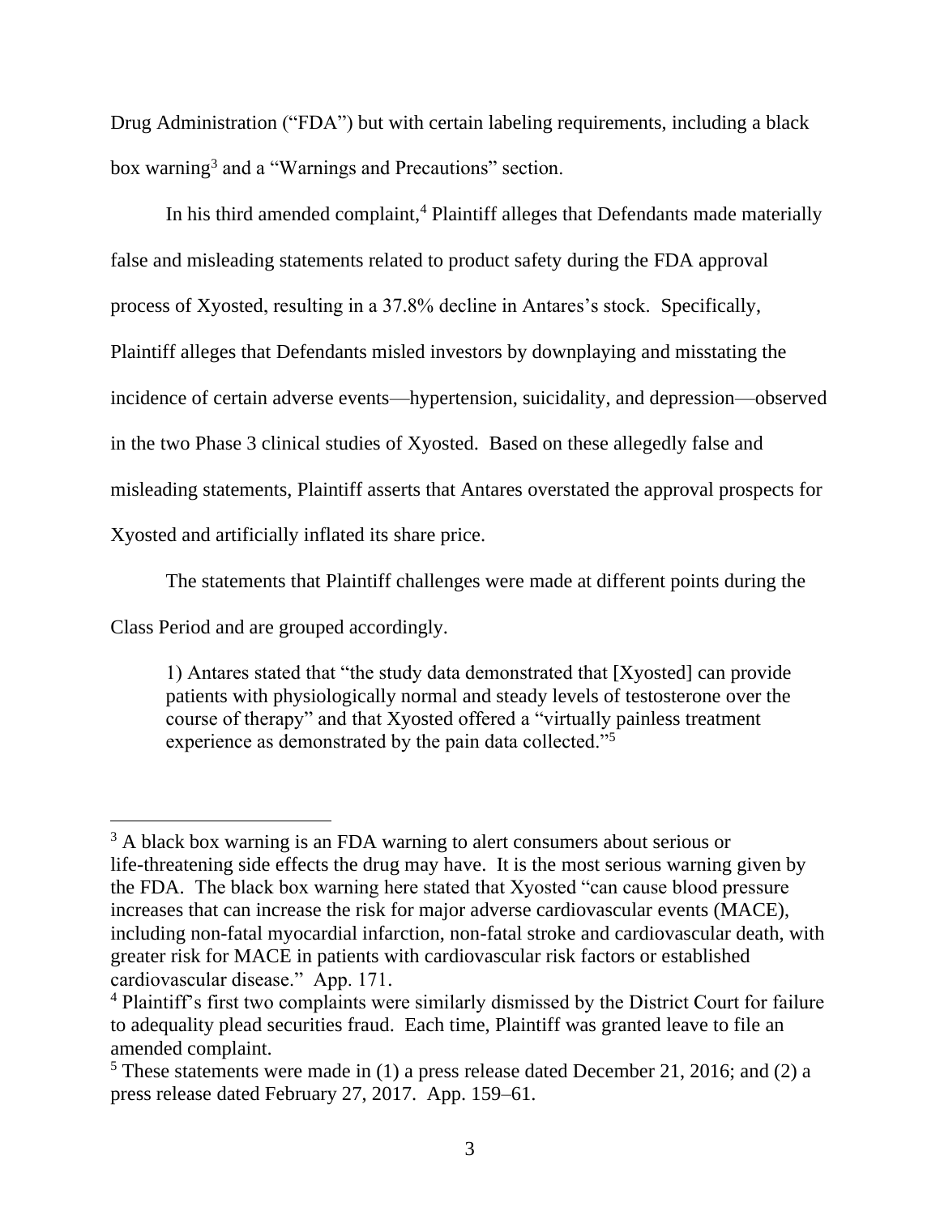Drug Administration ("FDA") but with certain labeling requirements, including a black box warning[3] and a "Warnings and Precautions" section.

In his third amended complaint,[4] Plaintiff alleges that Defendants made materially false and misleading statements related to product safety during the FDA approval process of Xyosted, resulting in a 37.8% decline in Antares's stock. Specifically, Plaintiff alleges that Defendants misled investors by downplaying and misstating the incidence of certain adverse events—hypertension, suicidality, and depression—observed in the two Phase 3 clinical studies of Xyosted. Based on these allegedly false and misleading statements, Plaintiff asserts that Antares overstated the approval prospects for Xyosted and artificially inflated its share price.

The statements that Plaintiff challenges were made at different points during the Class Period and are grouped accordingly.

> 1) Antares stated that "the study data demonstrated that [Xyosted] can provide patients with physiologically normal and steady levels of testosterone over the course of therapy" and that Xyosted offered a "virtually painless treatment experience as demonstrated by the pain data collected."[5]

---

[3] A black box warning is an FDA warning to alert consumers about serious or life-threatening side effects the drug may have. It is the most serious warning given by the FDA. The black box warning here stated that Xyosted "can cause blood pressure increases that can increase the risk for major adverse cardiovascular events (MACE), including non-fatal myocardial infarction, non-fatal stroke and cardiovascular death, with greater risk for MACE in patients with cardiovascular risk factors or established cardiovascular disease." App. 171.

[4] Plaintiff's first two complaints were similarly dismissed by the District Court for failure to adequality plead securities fraud. Each time, Plaintiff was granted leave to file an amended complaint.

[5] These statements were made in (1) a press release dated December 21, 2016; and (2) a press release dated February 27, 2017. App. 159–61.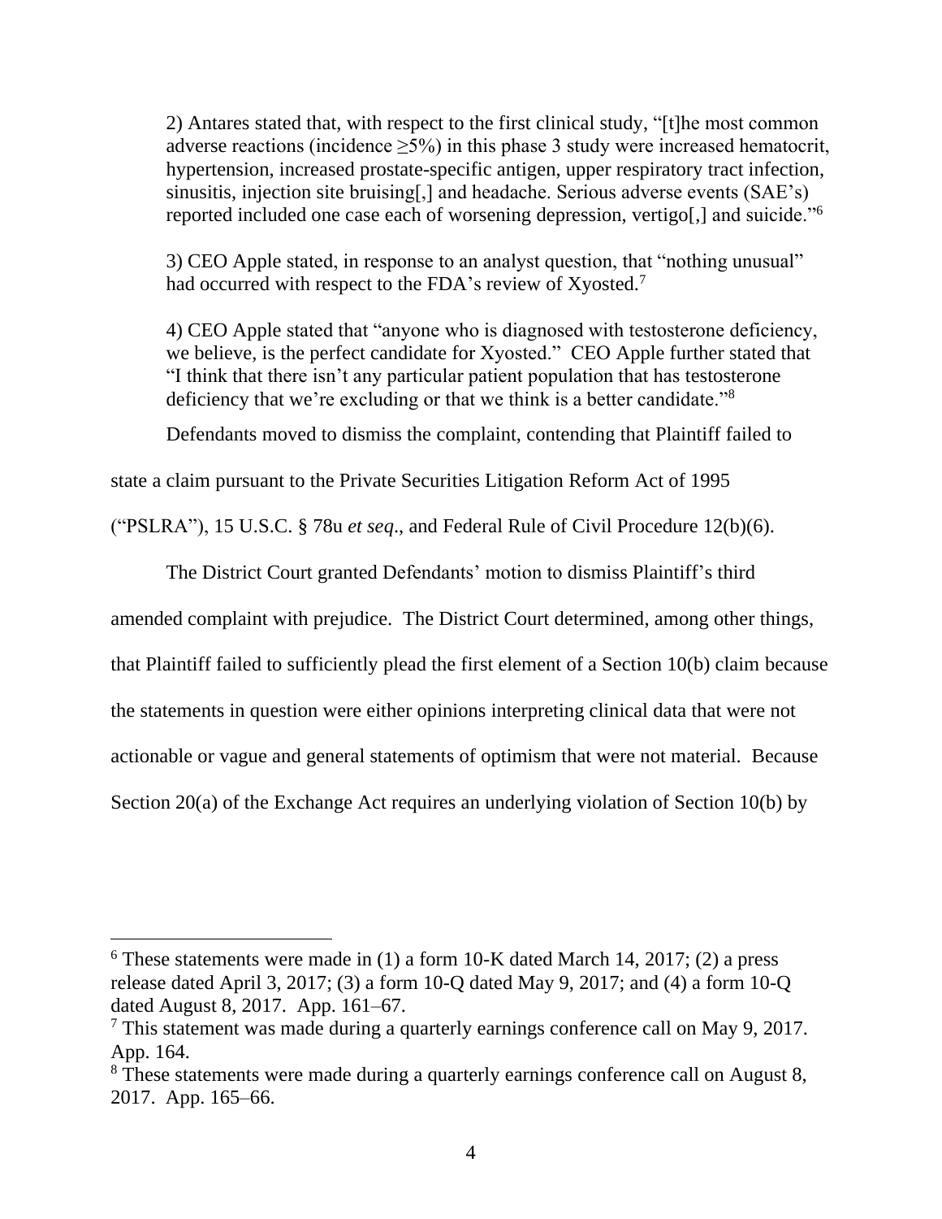2) Antares stated that, with respect to the first clinical study, "[t]he most common adverse reactions (incidence ≥5%) in this phase 3 study were increased hematocrit, hypertension, increased prostate-specific antigen, upper respiratory tract infection, sinusitis, injection site bruising[,] and headache. Serious adverse events (SAE's) reported included one case each of worsening depression, vertigo[,] and suicide."[6]

3) CEO Apple stated, in response to an analyst question, that "nothing unusual" had occurred with respect to the FDA's review of Xyosted.[7]

4) CEO Apple stated that "anyone who is diagnosed with testosterone deficiency, we believe, is the perfect candidate for Xyosted." CEO Apple further stated that "I think that there isn't any particular patient population that has testosterone deficiency that we're excluding or that we think is a better candidate."[8]

Defendants moved to dismiss the complaint, contending that Plaintiff failed to state a claim pursuant to the Private Securities Litigation Reform Act of 1995 ("PSLRA"), 15 U.S.C. § 78u *et seq*., and Federal Rule of Civil Procedure 12(b)(6).

The District Court granted Defendants' motion to dismiss Plaintiff's third amended complaint with prejudice. The District Court determined, among other things, that Plaintiff failed to sufficiently plead the first element of a Section 10(b) claim because the statements in question were either opinions interpreting clinical data that were not actionable or vague and general statements of optimism that were not material. Because Section 20(a) of the Exchange Act requires an underlying violation of Section 10(b) by

---

[6] These statements were made in (1) a form 10-K dated March 14, 2017; (2) a press release dated April 3, 2017; (3) a form 10-Q dated May 9, 2017; and (4) a form 10-Q dated August 8, 2017. App. 161–67.

[7] This statement was made during a quarterly earnings conference call on May 9, 2017. App. 164.

[8] These statements were made during a quarterly earnings conference call on August 8, 2017. App. 165–66.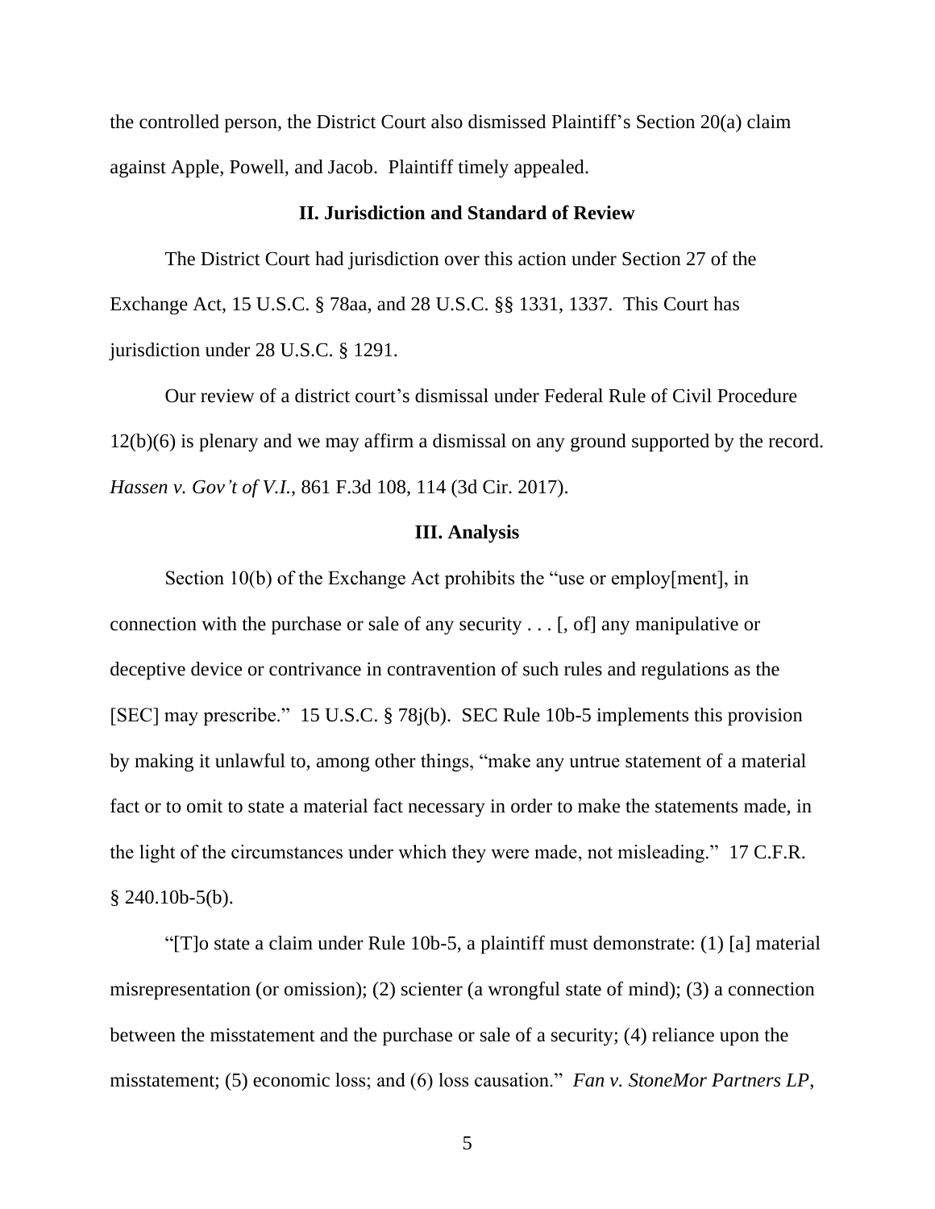the controlled person, the District Court also dismissed Plaintiff's Section 20(a) claim against Apple, Powell, and Jacob. Plaintiff timely appealed.

## II. Jurisdiction and Standard of Review

The District Court had jurisdiction over this action under Section 27 of the Exchange Act, 15 U.S.C. § 78aa, and 28 U.S.C. §§ 1331, 1337. This Court has jurisdiction under 28 U.S.C. § 1291.

Our review of a district court's dismissal under Federal Rule of Civil Procedure 12(b)(6) is plenary and we may affirm a dismissal on any ground supported by the record. *Hassen v. Gov't of V.I.*, 861 F.3d 108, 114 (3d Cir. 2017).

## III. Analysis

Section 10(b) of the Exchange Act prohibits the "use or employ[ment], in connection with the purchase or sale of any security . . . [, of] any manipulative or deceptive device or contrivance in contravention of such rules and regulations as the [SEC] may prescribe." 15 U.S.C. § 78j(b). SEC Rule 10b-5 implements this provision by making it unlawful to, among other things, "make any untrue statement of a material fact or to omit to state a material fact necessary in order to make the statements made, in the light of the circumstances under which they were made, not misleading." 17 C.F.R. § 240.10b-5(b).

"[T]o state a claim under Rule 10b-5, a plaintiff must demonstrate: (1) [a] material misrepresentation (or omission); (2) scienter (a wrongful state of mind); (3) a connection between the misstatement and the purchase or sale of a security; (4) reliance upon the misstatement; (5) economic loss; and (6) loss causation." *Fan v. StoneMor Partners LP*,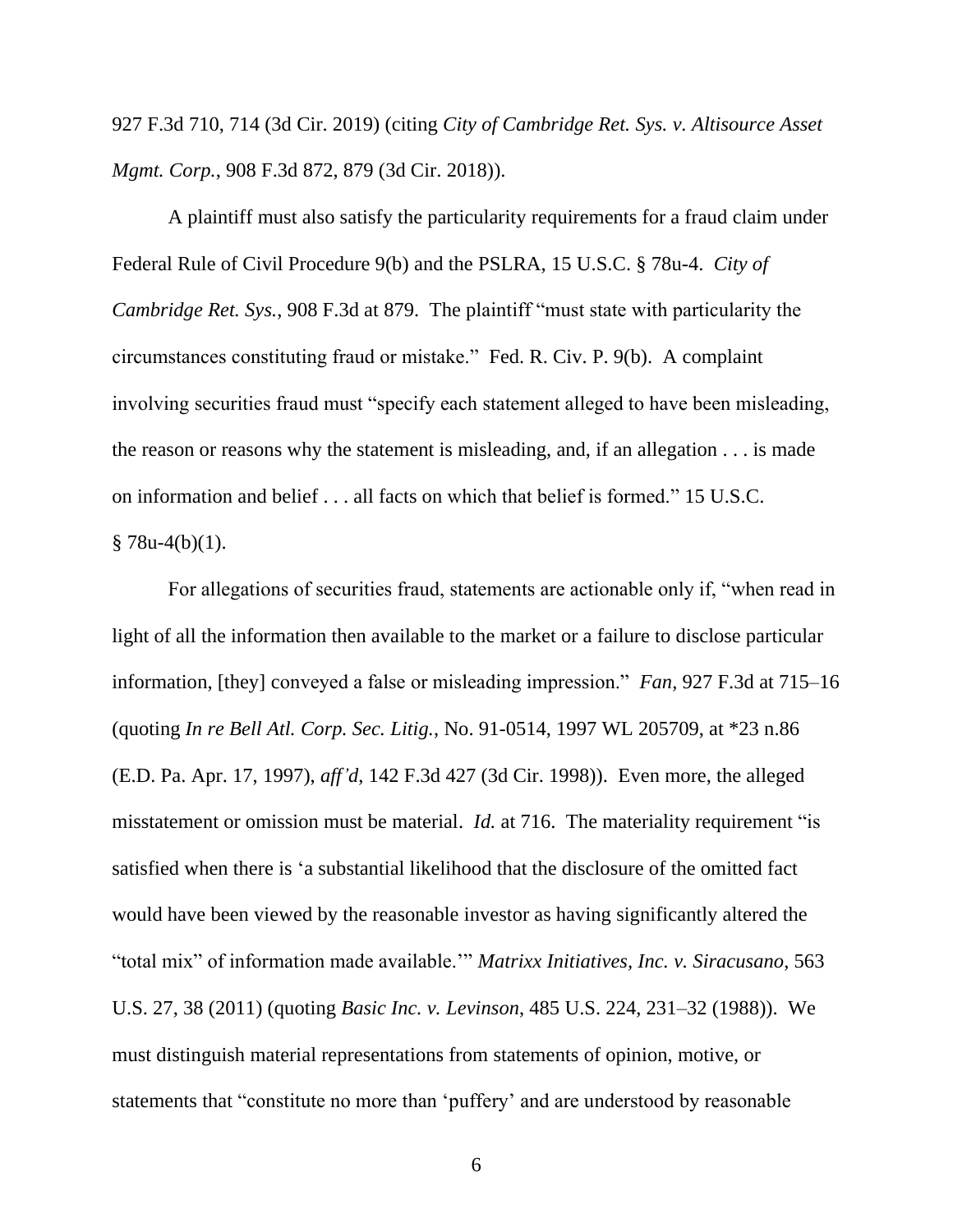927 F.3d 710, 714 (3d Cir. 2019) (citing *City of Cambridge Ret. Sys. v. Altisource Asset Mgmt. Corp.*, 908 F.3d 872, 879 (3d Cir. 2018)).

A plaintiff must also satisfy the particularity requirements for a fraud claim under Federal Rule of Civil Procedure 9(b) and the PSLRA, 15 U.S.C. § 78u-4. *City of Cambridge Ret. Sys.*, 908 F.3d at 879. The plaintiff "must state with particularity the circumstances constituting fraud or mistake." Fed. R. Civ. P. 9(b). A complaint involving securities fraud must "specify each statement alleged to have been misleading, the reason or reasons why the statement is misleading, and, if an allegation . . . is made on information and belief . . . all facts on which that belief is formed." 15 U.S.C. § 78u-4(b)(1).

For allegations of securities fraud, statements are actionable only if, "when read in light of all the information then available to the market or a failure to disclose particular information, [they] conveyed a false or misleading impression." *Fan*, 927 F.3d at 715–16 (quoting *In re Bell Atl. Corp. Sec. Litig.*, No. 91-0514, 1997 WL 205709, at *23 n.86 (E.D. Pa. Apr. 17, 1997), *aff'd*, 142 F.3d 427 (3d Cir. 1998)). Even more, the alleged misstatement or omission must be material. *Id.* at 716. The materiality requirement "is satisfied when there is 'a substantial likelihood that the disclosure of the omitted fact would have been viewed by the reasonable investor as having significantly altered the "total mix" of information made available.'" *Matrixx Initiatives, Inc. v. Siracusano*, 563 U.S. 27, 38 (2011) (quoting *Basic Inc. v. Levinson*, 485 U.S. 224, 231–32 (1988)). We must distinguish material representations from statements of opinion, motive, or statements that "constitute no more than 'puffery' and are understood by reasonable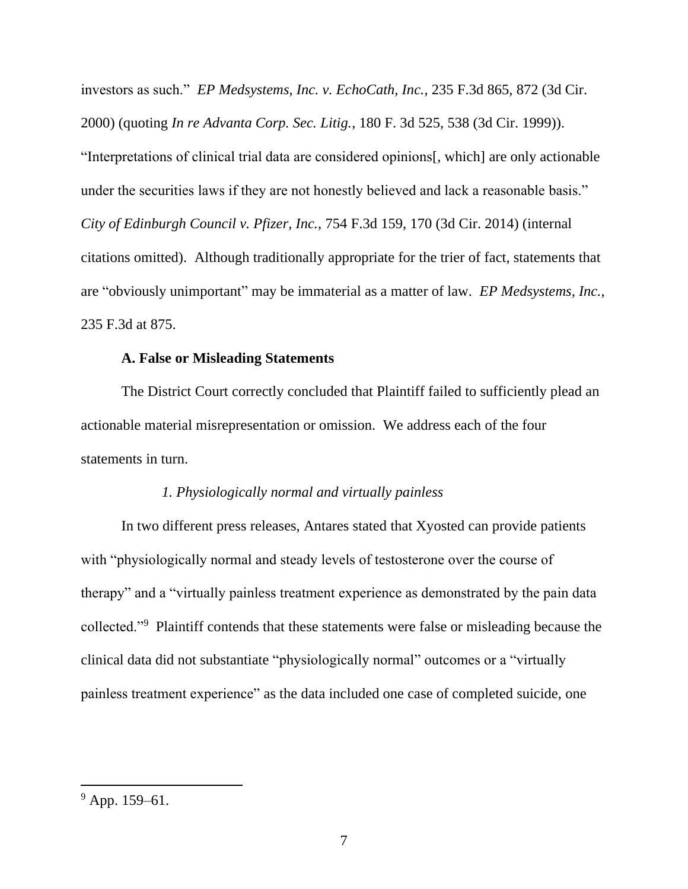investors as such." *EP Medsystems, Inc. v. EchoCath, Inc.*, 235 F.3d 865, 872 (3d Cir. 2000) (quoting *In re Advanta Corp. Sec. Litig.*, 180 F. 3d 525, 538 (3d Cir. 1999)). "Interpretations of clinical trial data are considered opinions[, which] are only actionable under the securities laws if they are not honestly believed and lack a reasonable basis." *City of Edinburgh Council v. Pfizer, Inc.*, 754 F.3d 159, 170 (3d Cir. 2014) (internal citations omitted). Although traditionally appropriate for the trier of fact, statements that are "obviously unimportant" may be immaterial as a matter of law. *EP Medsystems, Inc.*, 235 F.3d at 875.

**A. False or Misleading Statements**

The District Court correctly concluded that Plaintiff failed to sufficiently plead an actionable material misrepresentation or omission. We address each of the four statements in turn.

*1. Physiologically normal and virtually painless*

In two different press releases, Antares stated that Xyosted can provide patients with "physiologically normal and steady levels of testosterone over the course of therapy" and a "virtually painless treatment experience as demonstrated by the pain data collected."[9] Plaintiff contends that these statements were false or misleading because the clinical data did not substantiate "physiologically normal" outcomes or a "virtually painless treatment experience" as the data included one case of completed suicide, one

[9] App. 159–61.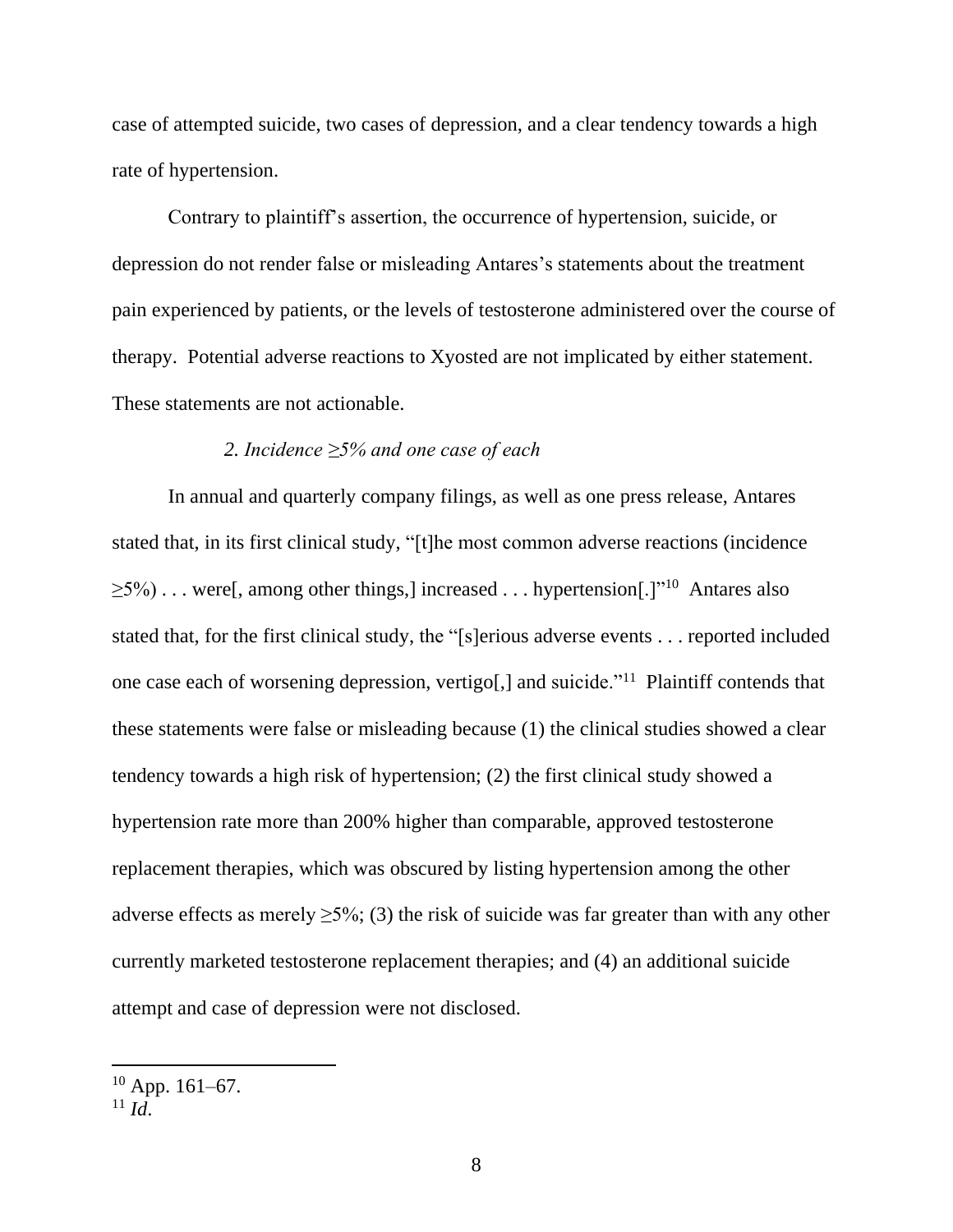case of attempted suicide, two cases of depression, and a clear tendency towards a high rate of hypertension.

Contrary to plaintiff's assertion, the occurrence of hypertension, suicide, or depression do not render false or misleading Antares's statements about the treatment pain experienced by patients, or the levels of testosterone administered over the course of therapy. Potential adverse reactions to Xyosted are not implicated by either statement. These statements are not actionable.

*2. Incidence ≥5% and one case of each*

In annual and quarterly company filings, as well as one press release, Antares stated that, in its first clinical study, "[t]he most common adverse reactions (incidence ≥5%) . . . were[, among other things,] increased . . . hypertension[.]"[10] Antares also stated that, for the first clinical study, the "[s]erious adverse events . . . reported included one case each of worsening depression, vertigo[,] and suicide."[11] Plaintiff contends that these statements were false or misleading because (1) the clinical studies showed a clear tendency towards a high risk of hypertension; (2) the first clinical study showed a hypertension rate more than 200% higher than comparable, approved testosterone replacement therapies, which was obscured by listing hypertension among the other adverse effects as merely ≥5%; (3) the risk of suicide was far greater than with any other currently marketed testosterone replacement therapies; and (4) an additional suicide attempt and case of depression were not disclosed.

---

[10] App. 161–67.

[11] *Id.*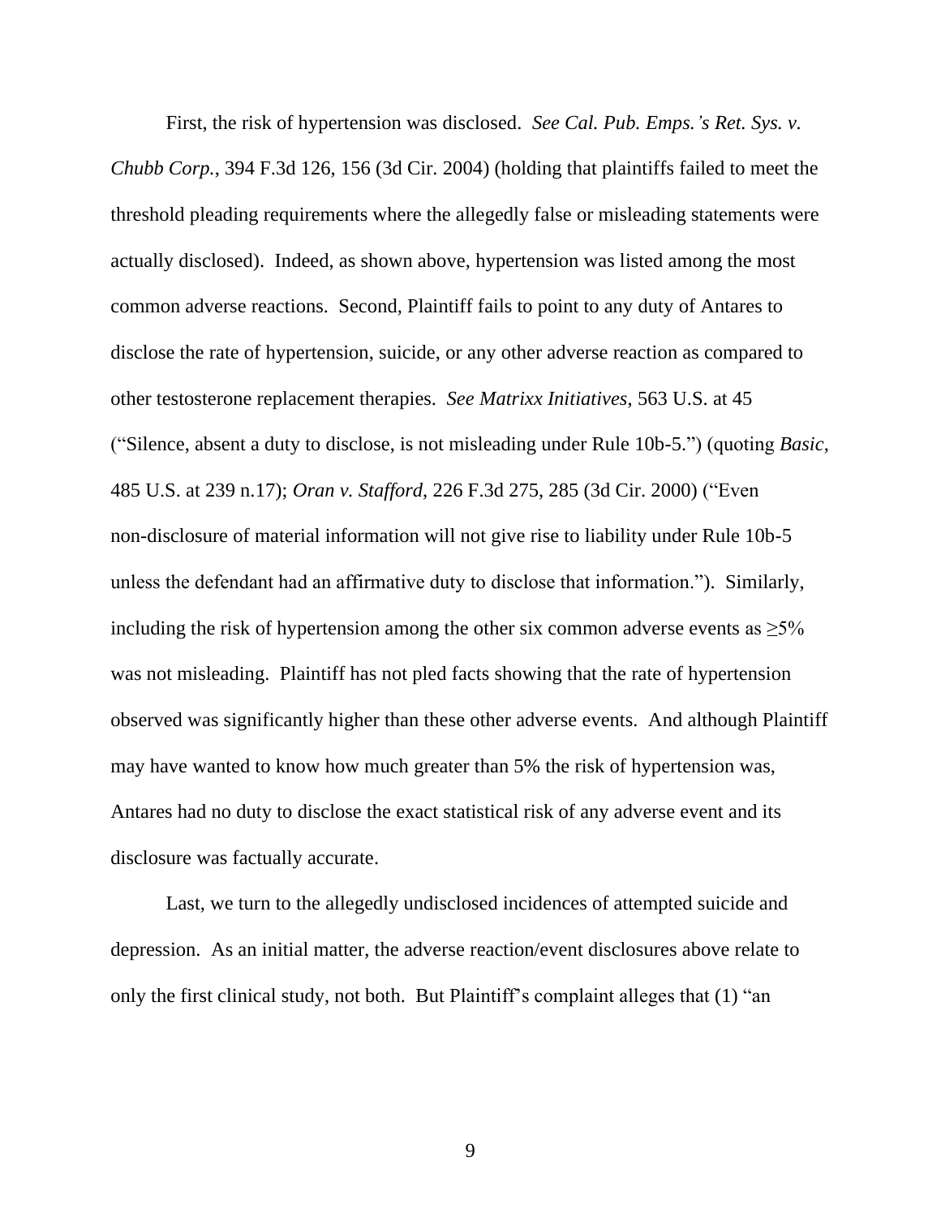First, the risk of hypertension was disclosed. *See Cal. Pub. Emps.'s Ret. Sys. v. Chubb Corp.*, 394 F.3d 126, 156 (3d Cir. 2004) (holding that plaintiffs failed to meet the threshold pleading requirements where the allegedly false or misleading statements were actually disclosed). Indeed, as shown above, hypertension was listed among the most common adverse reactions. Second, Plaintiff fails to point to any duty of Antares to disclose the rate of hypertension, suicide, or any other adverse reaction as compared to other testosterone replacement therapies. *See Matrixx Initiatives*, 563 U.S. at 45 ("Silence, absent a duty to disclose, is not misleading under Rule 10b-5.") (quoting *Basic*, 485 U.S. at 239 n.17); *Oran v. Stafford*, 226 F.3d 275, 285 (3d Cir. 2000) ("Even non-disclosure of material information will not give rise to liability under Rule 10b-5 unless the defendant had an affirmative duty to disclose that information."). Similarly, including the risk of hypertension among the other six common adverse events as ≥5% was not misleading. Plaintiff has not pled facts showing that the rate of hypertension observed was significantly higher than these other adverse events. And although Plaintiff may have wanted to know how much greater than 5% the risk of hypertension was, Antares had no duty to disclose the exact statistical risk of any adverse event and its disclosure was factually accurate.

Last, we turn to the allegedly undisclosed incidences of attempted suicide and depression. As an initial matter, the adverse reaction/event disclosures above relate to only the first clinical study, not both. But Plaintiff's complaint alleges that (1) "an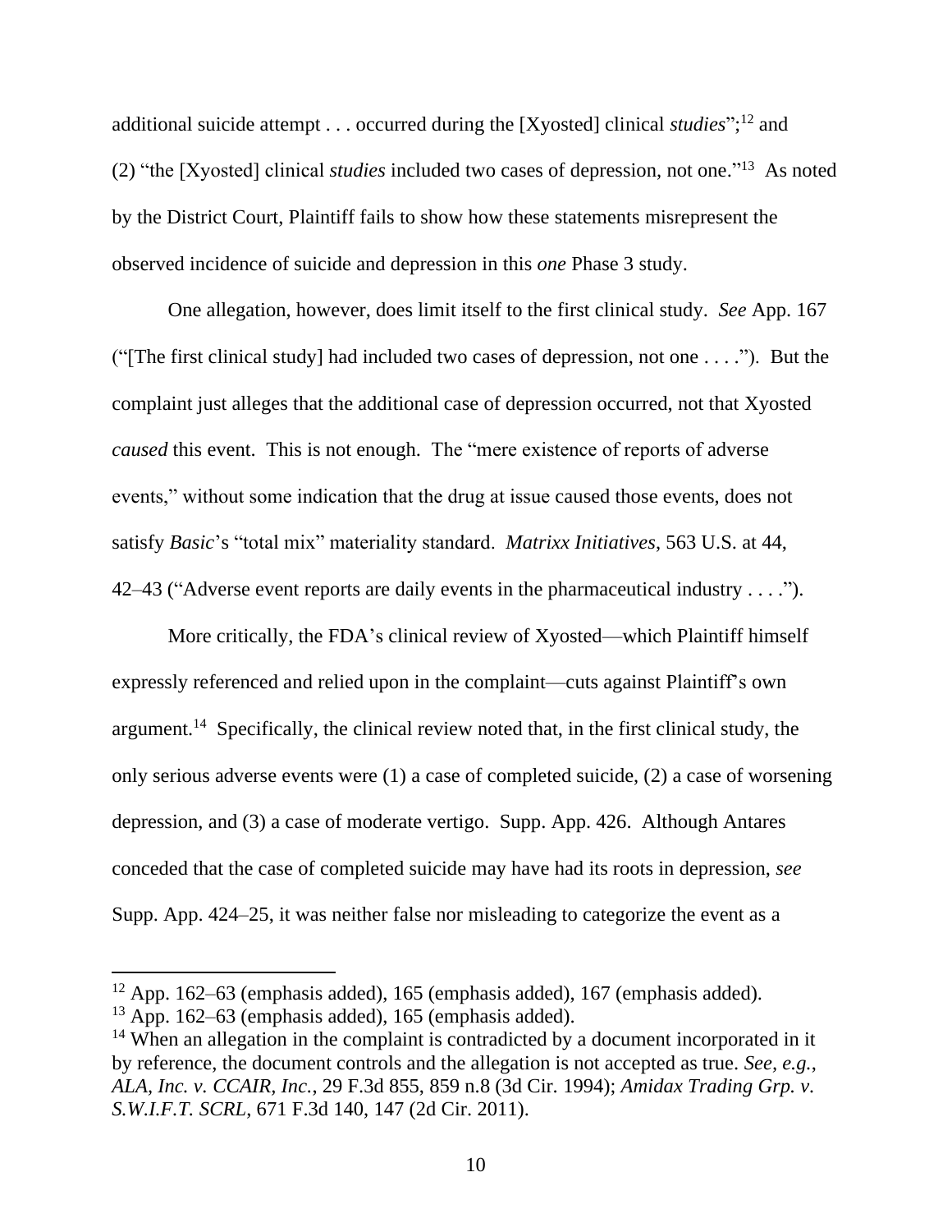additional suicide attempt . . . occurred during the [Xyosted] clinical *studies*";[12] and (2) "the [Xyosted] clinical *studies* included two cases of depression, not one."[13] As noted by the District Court, Plaintiff fails to show how these statements misrepresent the observed incidence of suicide and depression in this *one* Phase 3 study.

One allegation, however, does limit itself to the first clinical study. *See* App. 167 ("[The first clinical study] had included two cases of depression, not one . . . ."). But the complaint just alleges that the additional case of depression occurred, not that Xyosted *caused* this event. This is not enough. The "mere existence of reports of adverse events," without some indication that the drug at issue caused those events, does not satisfy *Basic*'s "total mix" materiality standard. *Matrixx Initiatives*, 563 U.S. at 44, 42–43 ("Adverse event reports are daily events in the pharmaceutical industry . . . .").

More critically, the FDA's clinical review of Xyosted—which Plaintiff himself expressly referenced and relied upon in the complaint—cuts against Plaintiff's own argument.[14] Specifically, the clinical review noted that, in the first clinical study, the only serious adverse events were (1) a case of completed suicide, (2) a case of worsening depression, and (3) a case of moderate vertigo. Supp. App. 426. Although Antares conceded that the case of completed suicide may have had its roots in depression, *see* Supp. App. 424–25, it was neither false nor misleading to categorize the event as a

---

[12] App. 162–63 (emphasis added), 165 (emphasis added), 167 (emphasis added).

[13] App. 162–63 (emphasis added), 165 (emphasis added).

[14] When an allegation in the complaint is contradicted by a document incorporated in it by reference, the document controls and the allegation is not accepted as true. *See, e.g.*, *ALA, Inc. v. CCAIR, Inc.*, 29 F.3d 855, 859 n.8 (3d Cir. 1994); *Amidax Trading Grp. v. S.W.I.F.T. SCRL*, 671 F.3d 140, 147 (2d Cir. 2011).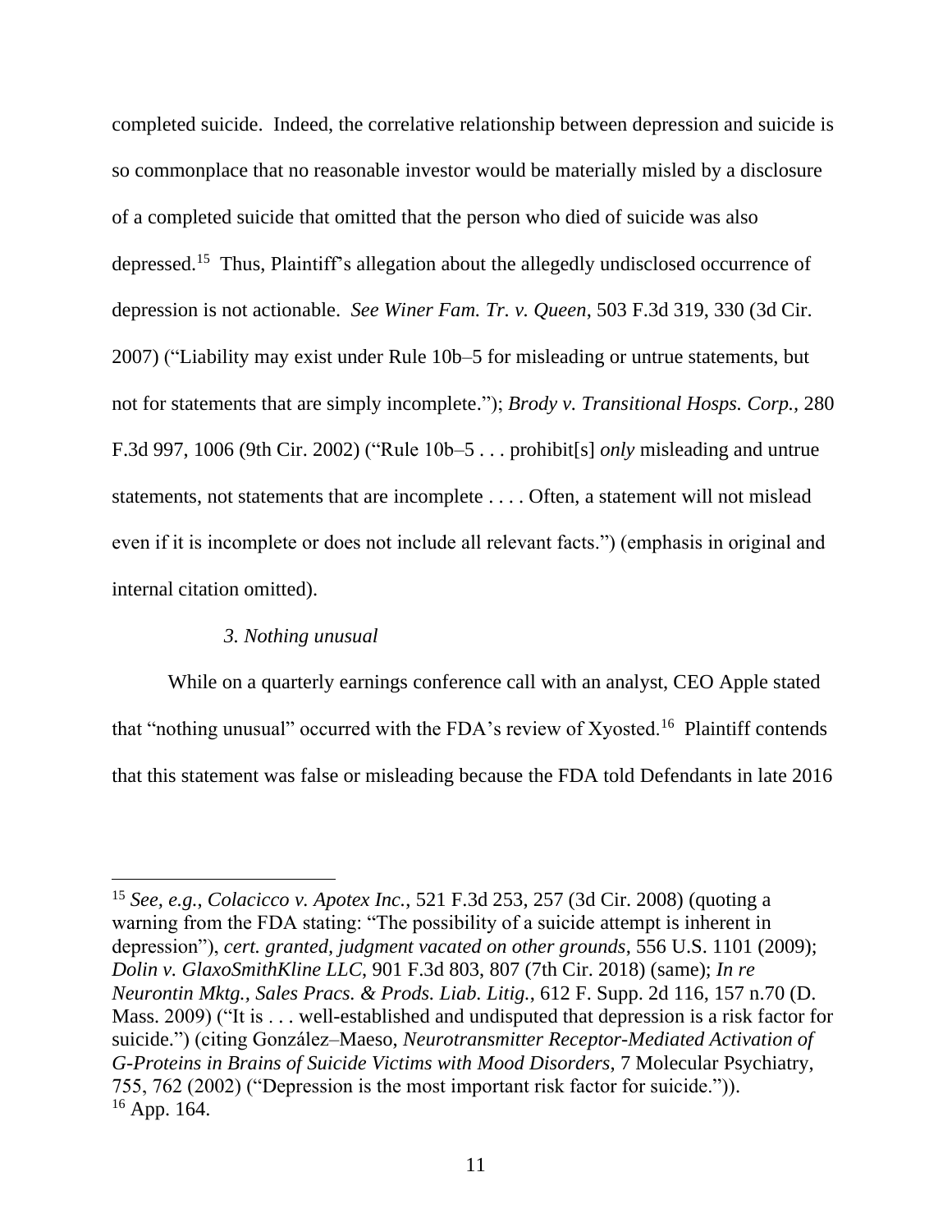completed suicide. Indeed, the correlative relationship between depression and suicide is so commonplace that no reasonable investor would be materially misled by a disclosure of a completed suicide that omitted that the person who died of suicide was also depressed.[15] Thus, Plaintiff's allegation about the allegedly undisclosed occurrence of depression is not actionable. *See Winer Fam. Tr. v. Queen*, 503 F.3d 319, 330 (3d Cir. 2007) ("Liability may exist under Rule 10b–5 for misleading or untrue statements, but not for statements that are simply incomplete."); *Brody v. Transitional Hosps. Corp.*, 280 F.3d 997, 1006 (9th Cir. 2002) ("Rule 10b–5 . . . prohibit[s] *only* misleading and untrue statements, not statements that are incomplete . . . . Often, a statement will not mislead even if it is incomplete or does not include all relevant facts.") (emphasis in original and internal citation omitted).

*3. Nothing unusual*

While on a quarterly earnings conference call with an analyst, CEO Apple stated that "nothing unusual" occurred with the FDA's review of Xyosted.[16] Plaintiff contends that this statement was false or misleading because the FDA told Defendants in late 2016

---

[15] *See, e.g.*, *Colacicco v. Apotex Inc.*, 521 F.3d 253, 257 (3d Cir. 2008) (quoting a warning from the FDA stating: "The possibility of a suicide attempt is inherent in depression"), *cert. granted, judgment vacated on other grounds*, 556 U.S. 1101 (2009); *Dolin v. GlaxoSmithKline LLC*, 901 F.3d 803, 807 (7th Cir. 2018) (same); *In re Neurontin Mktg., Sales Pracs. & Prods. Liab. Litig.*, 612 F. Supp. 2d 116, 157 n.70 (D. Mass. 2009) ("It is . . . well-established and undisputed that depression is a risk factor for suicide.") (citing González–Maeso, *Neurotransmitter Receptor-Mediated Activation of G-Proteins in Brains of Suicide Victims with Mood Disorders*, 7 Molecular Psychiatry, 755, 762 (2002) ("Depression is the most important risk factor for suicide.")).

[16] App. 164.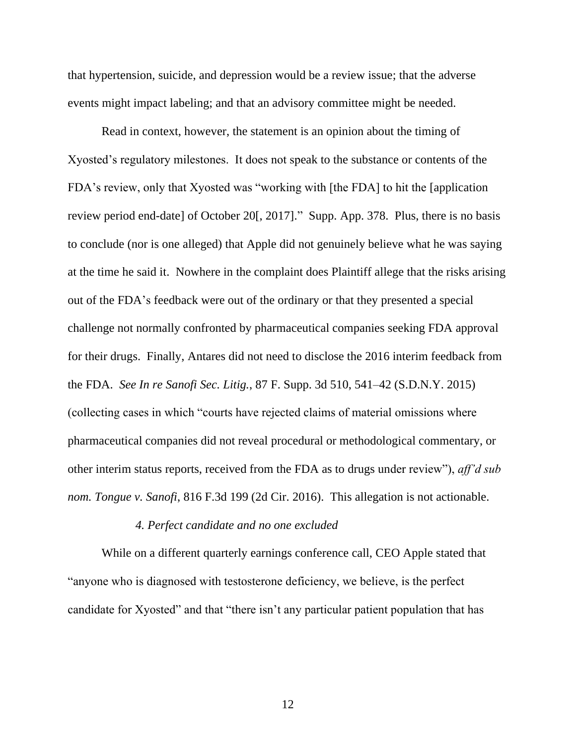that hypertension, suicide, and depression would be a review issue; that the adverse events might impact labeling; and that an advisory committee might be needed.

Read in context, however, the statement is an opinion about the timing of Xyosted's regulatory milestones. It does not speak to the substance or contents of the FDA's review, only that Xyosted was "working with [the FDA] to hit the [application review period end-date] of October 20[, 2017]." Supp. App. 378. Plus, there is no basis to conclude (nor is one alleged) that Apple did not genuinely believe what he was saying at the time he said it. Nowhere in the complaint does Plaintiff allege that the risks arising out of the FDA's feedback were out of the ordinary or that they presented a special challenge not normally confronted by pharmaceutical companies seeking FDA approval for their drugs. Finally, Antares did not need to disclose the 2016 interim feedback from the FDA. *See In re Sanofi Sec. Litig.*, 87 F. Supp. 3d 510, 541–42 (S.D.N.Y. 2015) (collecting cases in which "courts have rejected claims of material omissions where pharmaceutical companies did not reveal procedural or methodological commentary, or other interim status reports, received from the FDA as to drugs under review"), *aff'd sub nom. Tongue v. Sanofi*, 816 F.3d 199 (2d Cir. 2016). This allegation is not actionable.

*4. Perfect candidate and no one excluded*

While on a different quarterly earnings conference call, CEO Apple stated that "anyone who is diagnosed with testosterone deficiency, we believe, is the perfect candidate for Xyosted" and that "there isn't any particular patient population that has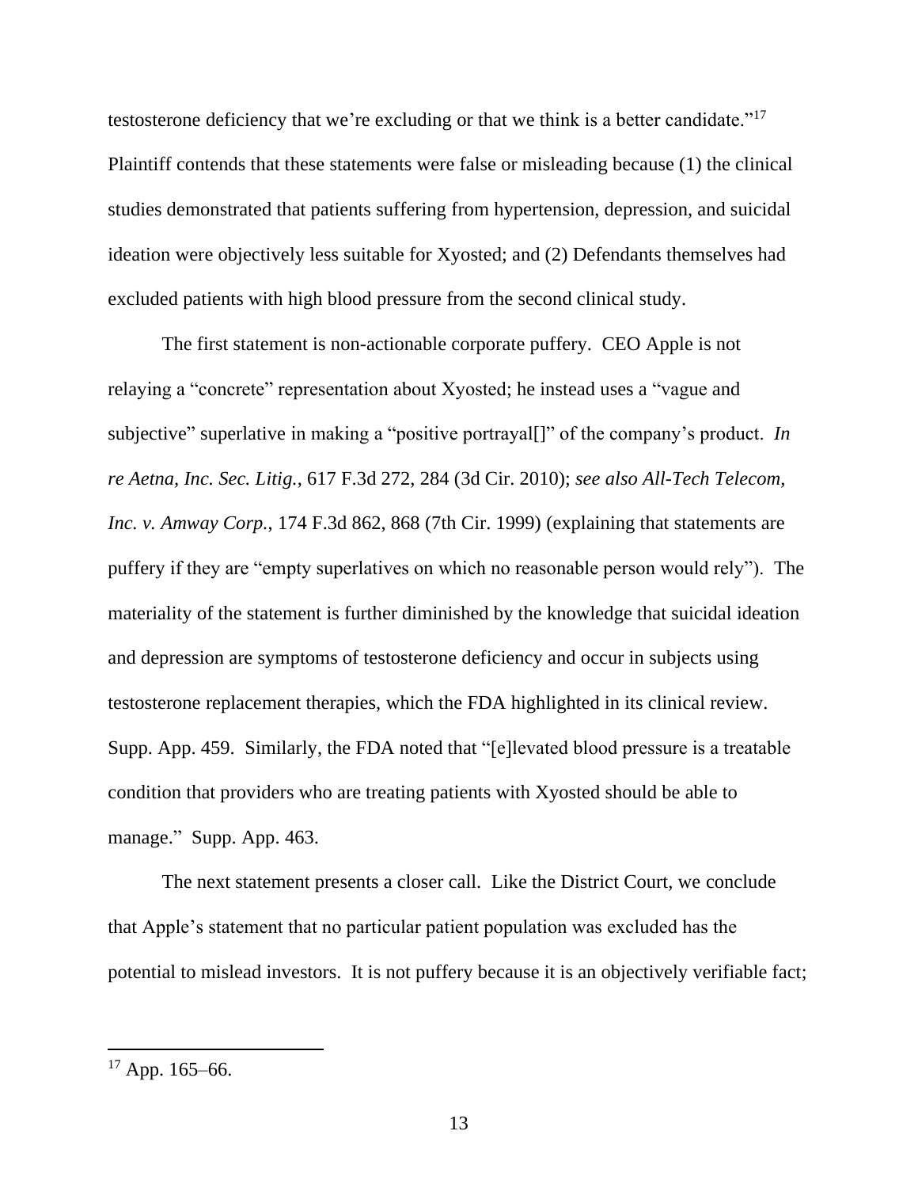testosterone deficiency that we're excluding or that we think is a better candidate."[17] Plaintiff contends that these statements were false or misleading because (1) the clinical studies demonstrated that patients suffering from hypertension, depression, and suicidal ideation were objectively less suitable for Xyosted; and (2) Defendants themselves had excluded patients with high blood pressure from the second clinical study.

The first statement is non-actionable corporate puffery. CEO Apple is not relaying a "concrete" representation about Xyosted; he instead uses a "vague and subjective" superlative in making a "positive portrayal[]" of the company's product. *In re Aetna, Inc. Sec. Litig.*, 617 F.3d 272, 284 (3d Cir. 2010); *see also All-Tech Telecom, Inc. v. Amway Corp.*, 174 F.3d 862, 868 (7th Cir. 1999) (explaining that statements are puffery if they are "empty superlatives on which no reasonable person would rely"). The materiality of the statement is further diminished by the knowledge that suicidal ideation and depression are symptoms of testosterone deficiency and occur in subjects using testosterone replacement therapies, which the FDA highlighted in its clinical review. Supp. App. 459. Similarly, the FDA noted that "[e]levated blood pressure is a treatable condition that providers who are treating patients with Xyosted should be able to manage." Supp. App. 463.

The next statement presents a closer call. Like the District Court, we conclude that Apple's statement that no particular patient population was excluded has the potential to mislead investors. It is not puffery because it is an objectively verifiable fact;

---

[17] App. 165–66.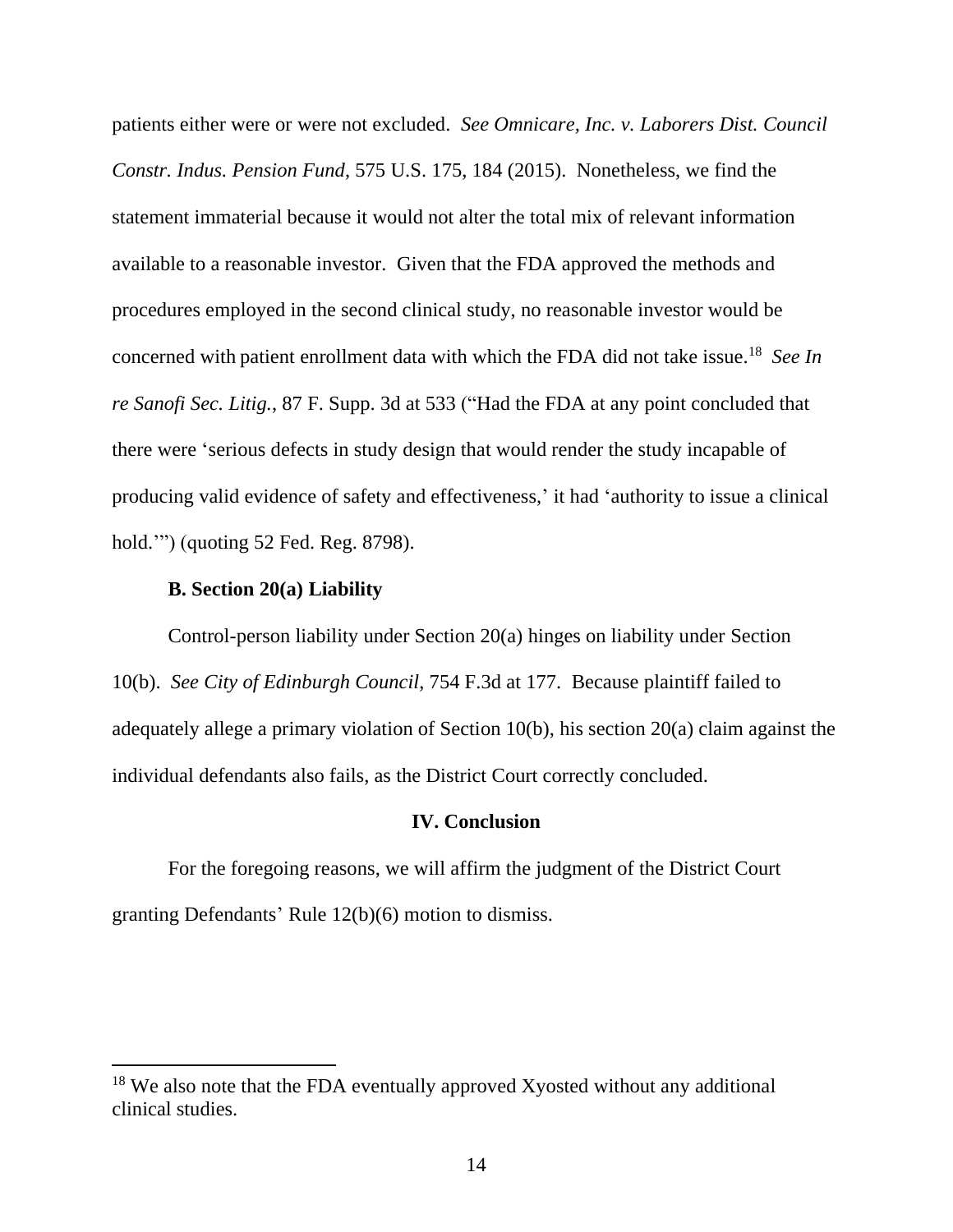patients either were or were not excluded. *See Omnicare, Inc. v. Laborers Dist. Council Constr. Indus. Pension Fund*, 575 U.S. 175, 184 (2015). Nonetheless, we find the statement immaterial because it would not alter the total mix of relevant information available to a reasonable investor. Given that the FDA approved the methods and procedures employed in the second clinical study, no reasonable investor would be concerned with patient enrollment data with which the FDA did not take issue.[18] *See In re Sanofi Sec. Litig.*, 87 F. Supp. 3d at 533 ("Had the FDA at any point concluded that there were 'serious defects in study design that would render the study incapable of producing valid evidence of safety and effectiveness,' it had 'authority to issue a clinical hold.'") (quoting 52 Fed. Reg. 8798).

**B. Section 20(a) Liability**

Control-person liability under Section 20(a) hinges on liability under Section 10(b). *See City of Edinburgh Council*, 754 F.3d at 177. Because plaintiff failed to adequately allege a primary violation of Section 10(b), his section 20(a) claim against the individual defendants also fails, as the District Court correctly concluded.

## IV. Conclusion

For the foregoing reasons, we will affirm the judgment of the District Court granting Defendants' Rule 12(b)(6) motion to dismiss.

---

[18] We also note that the FDA eventually approved Xyosted without any additional clinical studies.